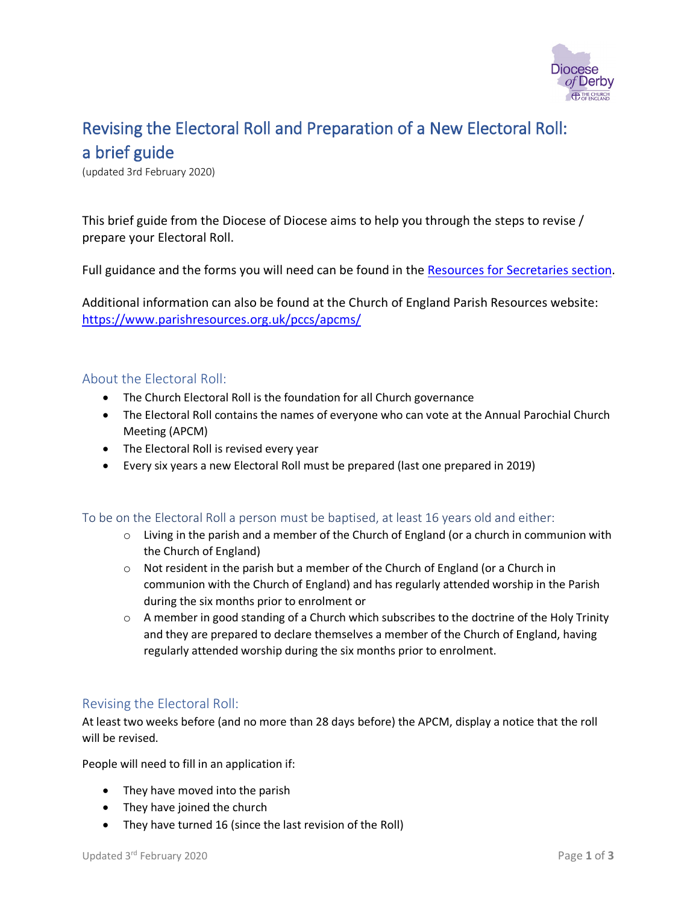# Revising the Electoral Roll and Preparation of a New Electoral Roll: a brief guide

(updated 3rd February 2020)

This brief guide from the Diocese of Diocese aims to help you through the steps to revise / prepare your Electoral Roll.

Full guidance and the forms you will need can be found in the [Resources for Secretaries section](#).

Additional information can also be found at the Church of England Parish Resources website: [https://www.parishresources.org.uk/pccs/apcms/](https://www.parishresources.org.uk/pccs/apcms/)

## About the Electoral Roll:

- The Church Electoral Roll is the foundation for all Church governance
- The Electoral Roll contains the names of everyone who can vote at the Annual Parochial Church Meeting (APCM)
- The Electoral Roll is revised every year
- Every six years a new Electoral Roll must be prepared (last one prepared in 2019)

## To be on the Electoral Roll a person must be baptised, at least 16 years old and either:

- Living in the parish and a member of the Church of England (or a church in communion with the Church of England)
- Not resident in the parish but a member of the Church of England (or a Church in communion with the Church of England) and has regularly attended worship in the Parish during the six months prior to enrolment or
- A member in good standing of a Church which subscribes to the doctrine of the Holy Trinity and they are prepared to declare themselves a member of the Church of England, having regularly attended worship during the six months prior to enrolment.

## Revising the Electoral Roll:

At least two weeks before (and no more than 28 days before) the APCM, display a notice that the roll will be revised.

People will need to fill in an application if:

- They have moved into the parish
- They have joined the church
- They have turned 16 (since the last revision of the Roll)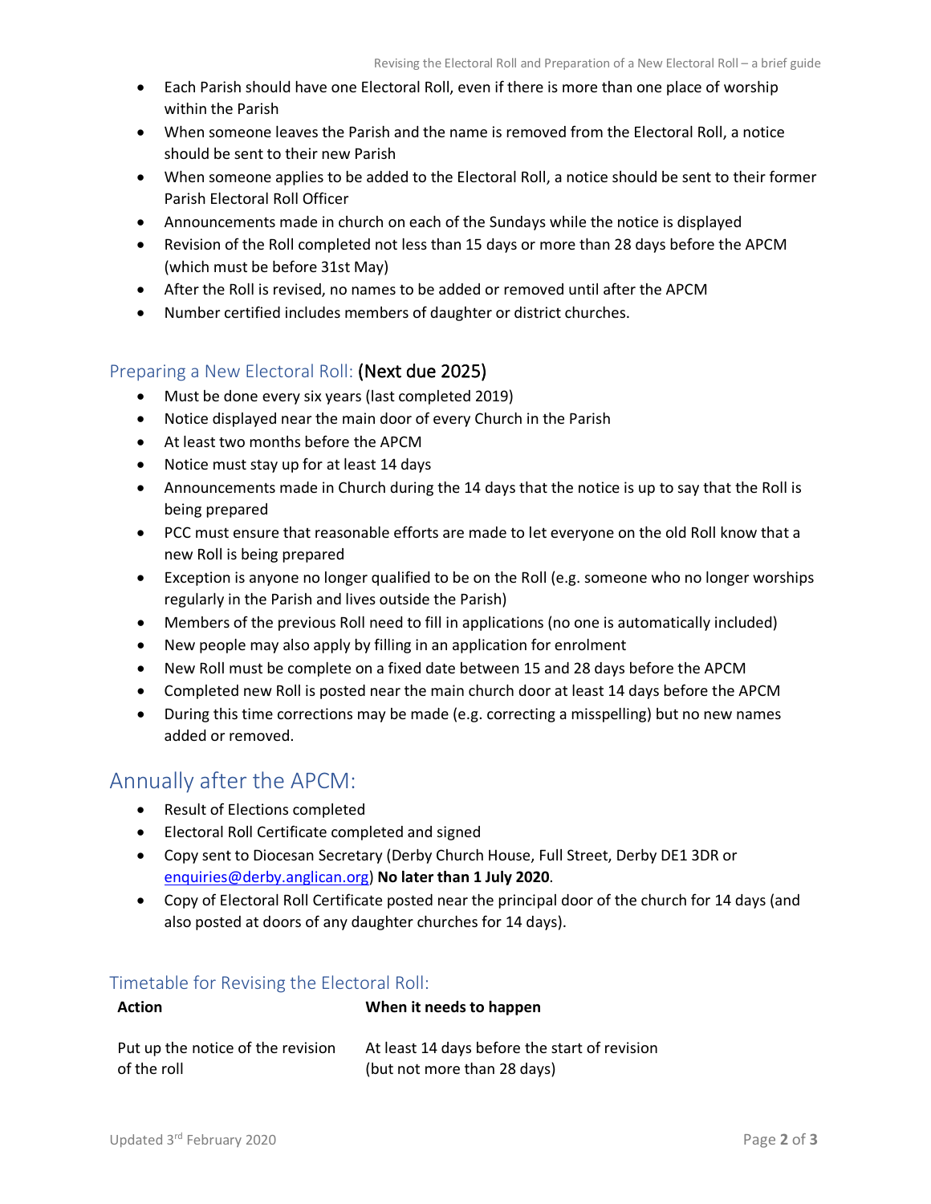- Each Parish should have one Electoral Roll, even if there is more than one place of worship within the Parish
- When someone leaves the Parish and the name is removed from the Electoral Roll, a notice should be sent to their new Parish
- When someone applies to be added to the Electoral Roll, a notice should be sent to their former Parish Electoral Roll Officer
- Announcements made in church on each of the Sundays while the notice is displayed
- Revision of the Roll completed not less than 15 days or more than 28 days before the APCM (which must be before 31st May)
- After the Roll is revised, no names to be added or removed until after the APCM
- Number certified includes members of daughter or district churches.

### Preparing a New Electoral Roll: (Next due 2025)

- Must be done every six years (last completed 2019)
- Notice displayed near the main door of every Church in the Parish
- At least two months before the APCM
- Notice must stay up for at least 14 days
- Announcements made in Church during the 14 days that the notice is up to say that the Roll is being prepared
- PCC must ensure that reasonable efforts are made to let everyone on the old Roll know that a new Roll is being prepared
- Exception is anyone no longer qualified to be on the Roll (e.g. someone who no longer worships regularly in the Parish and lives outside the Parish)
- Members of the previous Roll need to fill in applications (no one is automatically included)
- New people may also apply by filling in an application for enrolment
- New Roll must be complete on a fixed date between 15 and 28 days before the APCM
- Completed new Roll is posted near the main church door at least 14 days before the APCM
- During this time corrections may be made (e.g. correcting a misspelling) but no new names added or removed.

## Annually after the APCM:

- Result of Elections completed
- Electoral Roll Certificate completed and signed
- Copy sent to Diocesan Secretary (Derby Church House, Full Street, Derby DE1 3DR or enquiries@derby.anglican.org) **No later than 1 July 2020**.
- Copy of Electoral Roll Certificate posted near the principal door of the church for 14 days (and also posted at doors of any daughter churches for 14 days).

### Timetable for Revising the Electoral Roll:

| Action | When it needs to happen |
|---|---|
| Put up the notice of the revision of the roll | At least 14 days before the start of revision (but not more than 28 days) |

Updated 3rd February 2020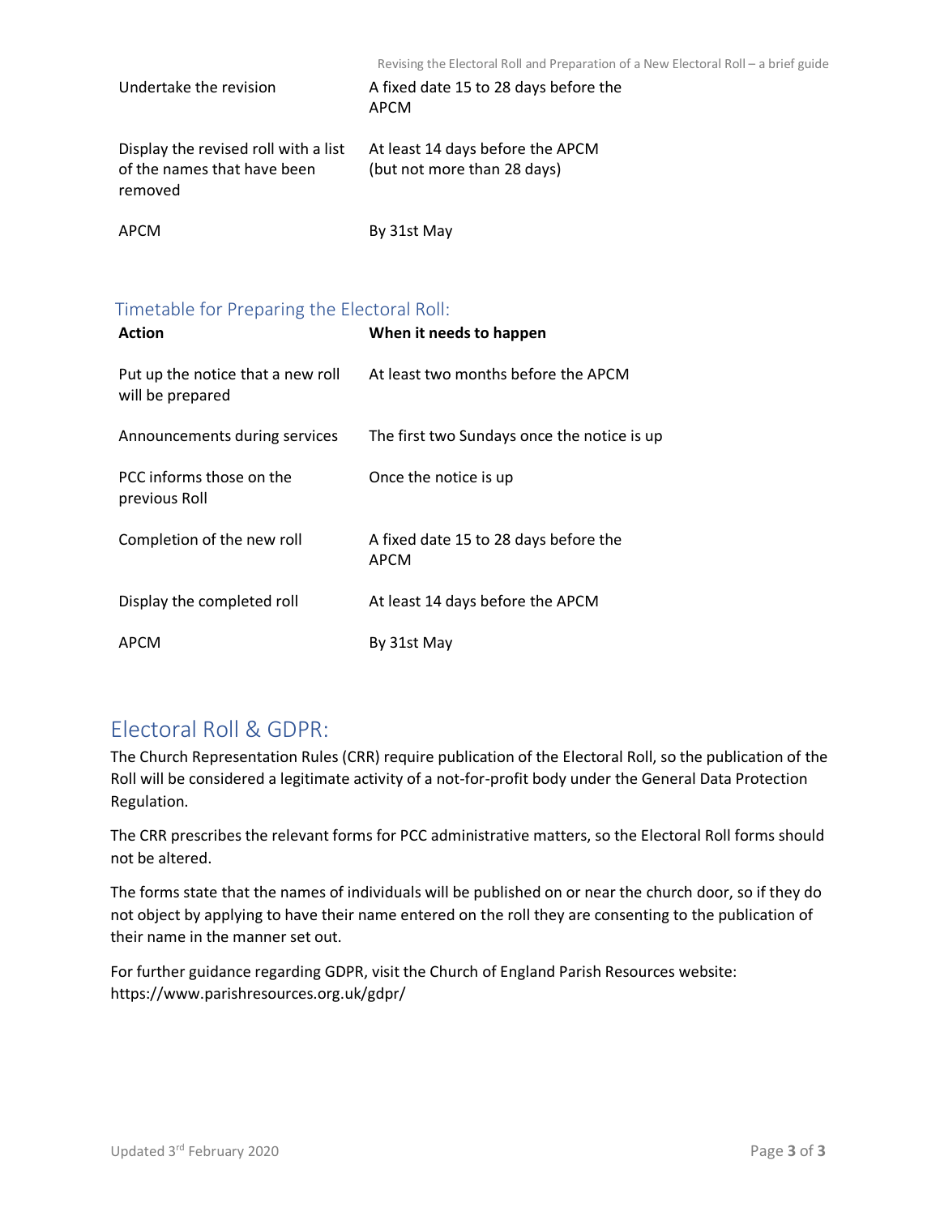| | |
|---|---|
| Undertake the revision | A fixed date 15 to 28 days before the APCM |
| Display the revised roll with a list of the names that have been removed | At least 14 days before the APCM (but not more than 28 days) |
| APCM | By 31st May |

### Timetable for Preparing the Electoral Roll:

| **Action** | **When it needs to happen** |
|---|---|
| Put up the notice that a new roll will be prepared | At least two months before the APCM |
| Announcements during services | The first two Sundays once the notice is up |
| PCC informs those on the previous Roll | Once the notice is up |
| Completion of the new roll | A fixed date 15 to 28 days before the APCM |
| Display the completed roll | At least 14 days before the APCM |
| APCM | By 31st May |

## Electoral Roll & GDPR:

The Church Representation Rules (CRR) require publication of the Electoral Roll, so the publication of the Roll will be considered a legitimate activity of a not-for-profit body under the General Data Protection Regulation.

The CRR prescribes the relevant forms for PCC administrative matters, so the Electoral Roll forms should not be altered.

The forms state that the names of individuals will be published on or near the church door, so if they do not object by applying to have their name entered on the roll they are consenting to the publication of their name in the manner set out.

For further guidance regarding GDPR, visit the Church of England Parish Resources website: https://www.parishresources.org.uk/gdpr/

Updated 3rd February 2020